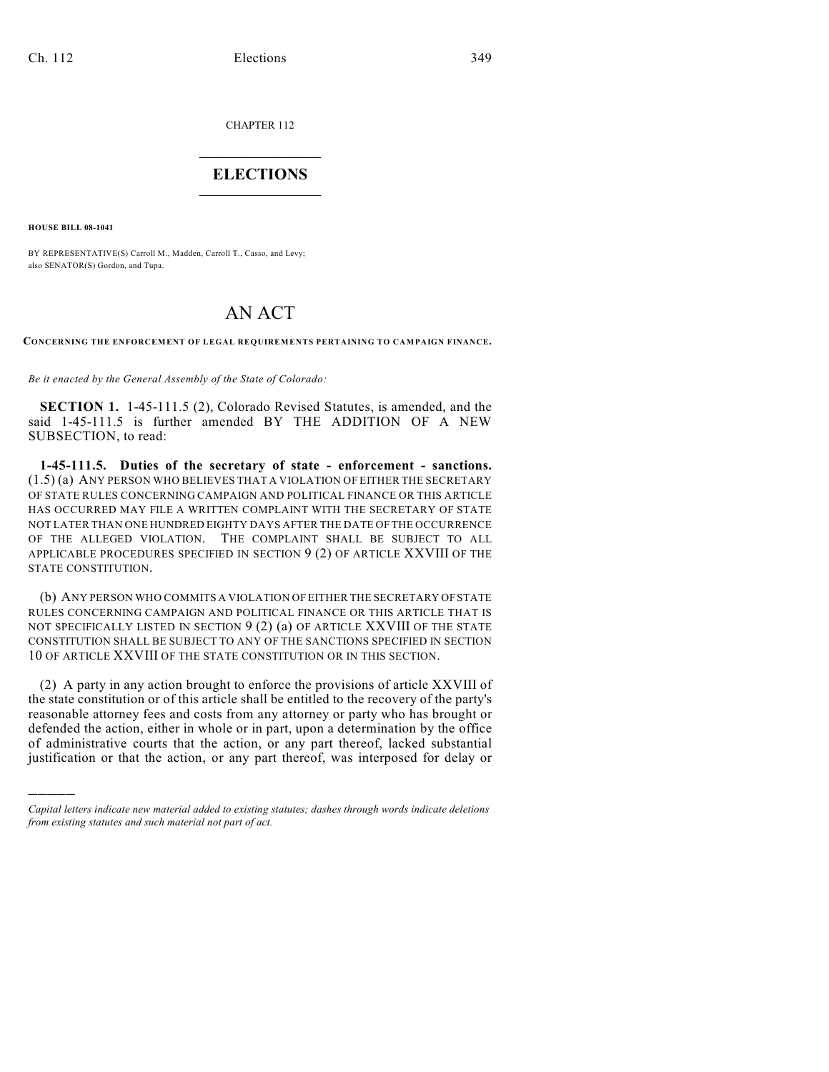CHAPTER 112

# ELECTIONS

**HOUSE BILL 08-1041**

BY REPRESENTATIVE(S) Carroll M., Madden, Carroll T., Casso, and Levy;
also SENATOR(S) Gordon, and Tupa.

# AN ACT

**CONCERNING THE ENFORCEMENT OF LEGAL REQUIREMENTS PERTAINING TO CAMPAIGN FINANCE.**

*Be it enacted by the General Assembly of the State of Colorado:*

**SECTION 1.** 1-45-111.5 (2), Colorado Revised Statutes, is amended, and the said 1-45-111.5 is further amended BY THE ADDITION OF A NEW SUBSECTION, to read:

**1-45-111.5. Duties of the secretary of state - enforcement - sanctions.** (1.5) (a) ANY PERSON WHO BELIEVES THAT A VIOLATION OF EITHER THE SECRETARY OF STATE RULES CONCERNING CAMPAIGN AND POLITICAL FINANCE OR THIS ARTICLE HAS OCCURRED MAY FILE A WRITTEN COMPLAINT WITH THE SECRETARY OF STATE NOT LATER THAN ONE HUNDRED EIGHTY DAYS AFTER THE DATE OF THE OCCURRENCE OF THE ALLEGED VIOLATION. THE COMPLAINT SHALL BE SUBJECT TO ALL APPLICABLE PROCEDURES SPECIFIED IN SECTION 9 (2) OF ARTICLE XXVIII OF THE STATE CONSTITUTION.

(b) ANY PERSON WHO COMMITS A VIOLATION OF EITHER THE SECRETARY OF STATE RULES CONCERNING CAMPAIGN AND POLITICAL FINANCE OR THIS ARTICLE THAT IS NOT SPECIFICALLY LISTED IN SECTION 9 (2) (a) OF ARTICLE XXVIII OF THE STATE CONSTITUTION SHALL BE SUBJECT TO ANY OF THE SANCTIONS SPECIFIED IN SECTION 10 OF ARTICLE XXVIII OF THE STATE CONSTITUTION OR IN THIS SECTION.

(2) A party in any action brought to enforce the provisions of article XXVIII of the state constitution or of this article shall be entitled to the recovery of the party's reasonable attorney fees and costs from any attorney or party who has brought or defended the action, either in whole or in part, upon a determination by the office of administrative courts that the action, or any part thereof, lacked substantial justification or that the action, or any part thereof, was interposed for delay or

---

*Capital letters indicate new material added to existing statutes; dashes through words indicate deletions from existing statutes and such material not part of act.*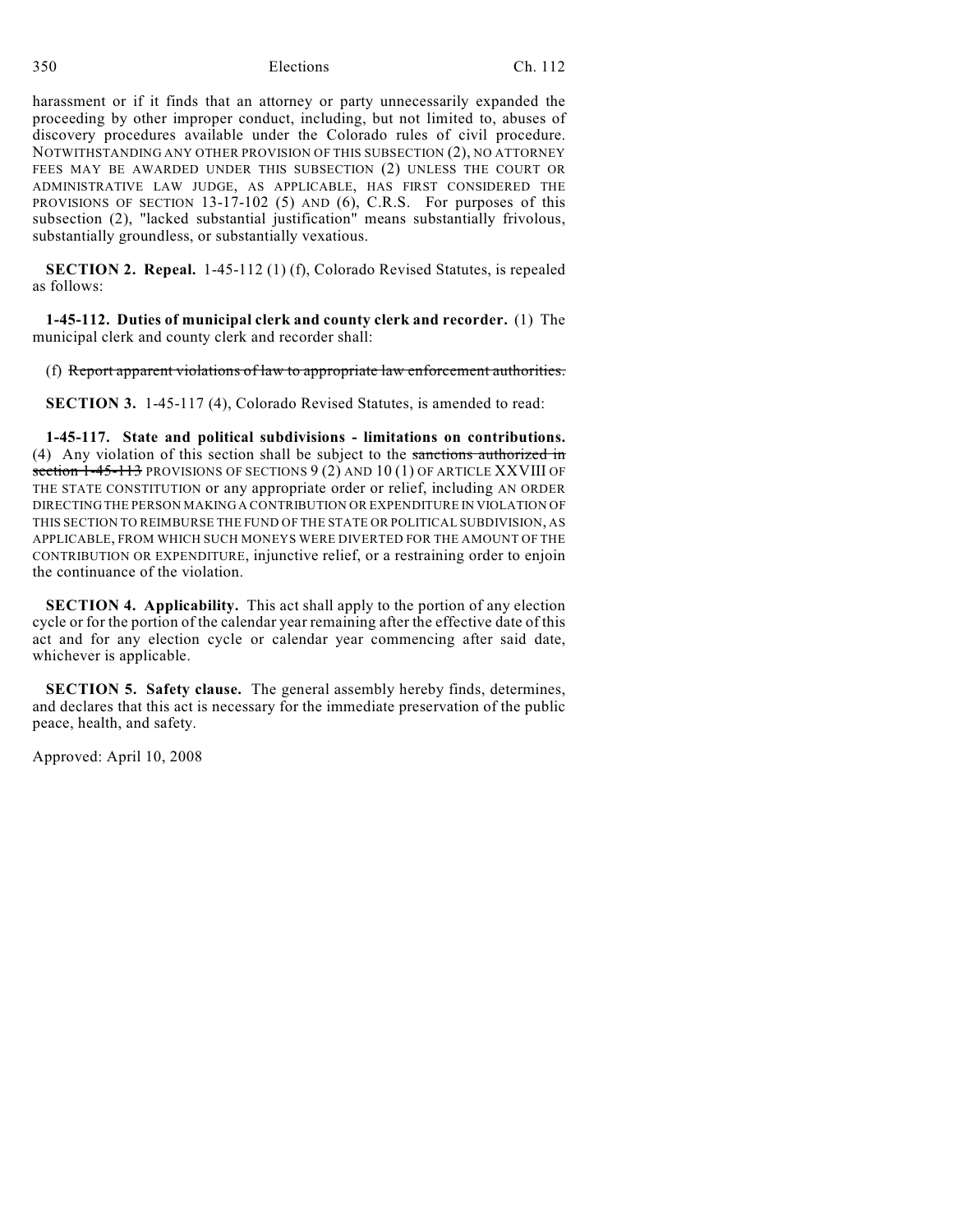harassment or if it finds that an attorney or party unnecessarily expanded the proceeding by other improper conduct, including, but not limited to, abuses of discovery procedures available under the Colorado rules of civil procedure. NOTWITHSTANDING ANY OTHER PROVISION OF THIS SUBSECTION (2), NO ATTORNEY FEES MAY BE AWARDED UNDER THIS SUBSECTION (2) UNLESS THE COURT OR ADMINISTRATIVE LAW JUDGE, AS APPLICABLE, HAS FIRST CONSIDERED THE PROVISIONS OF SECTION 13-17-102 (5) AND (6), C.R.S. For purposes of this subsection (2), "lacked substantial justification" means substantially frivolous, substantially groundless, or substantially vexatious.

**SECTION 2. Repeal.** 1-45-112 (1) (f), Colorado Revised Statutes, is repealed as follows:

**1-45-112. Duties of municipal clerk and county clerk and recorder.** (1) The municipal clerk and county clerk and recorder shall:

(f) ~~Report apparent violations of law to appropriate law enforcement authorities.~~

**SECTION 3.** 1-45-117 (4), Colorado Revised Statutes, is amended to read:

**1-45-117. State and political subdivisions - limitations on contributions.** (4) Any violation of this section shall be subject to the ~~sanctions authorized in section 1-45-113~~ PROVISIONS OF SECTIONS 9 (2) AND 10 (1) OF ARTICLE XXVIII OF THE STATE CONSTITUTION or any appropriate order or relief, including AN ORDER DIRECTING THE PERSON MAKING A CONTRIBUTION OR EXPENDITURE IN VIOLATION OF THIS SECTION TO REIMBURSE THE FUND OF THE STATE OR POLITICAL SUBDIVISION, AS APPLICABLE, FROM WHICH SUCH MONEYS WERE DIVERTED FOR THE AMOUNT OF THE CONTRIBUTION OR EXPENDITURE, injunctive relief, or a restraining order to enjoin the continuance of the violation.

**SECTION 4. Applicability.** This act shall apply to the portion of any election cycle or for the portion of the calendar year remaining after the effective date of this act and for any election cycle or calendar year commencing after said date, whichever is applicable.

**SECTION 5. Safety clause.** The general assembly hereby finds, determines, and declares that this act is necessary for the immediate preservation of the public peace, health, and safety.

Approved: April 10, 2008